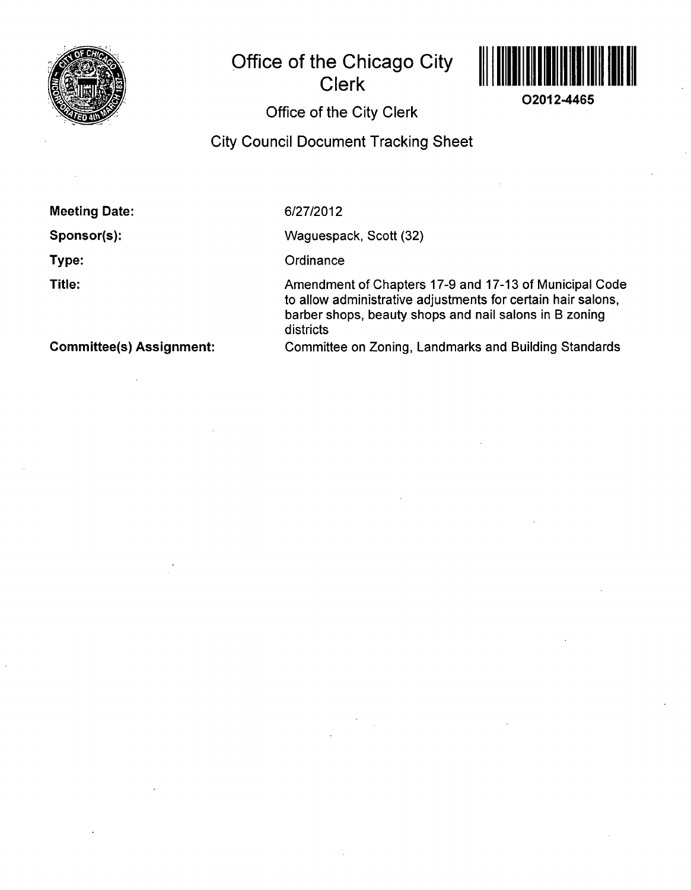# Office of the Chicago City Clerk

O2012-4465

## Office of the City Clerk

## City Council Document Tracking Sheet

**Meeting Date:** 6/27/2012

**Sponsor(s):** Waguespack, Scott (32)

**Type:** Ordinance

**Title:** Amendment of Chapters 17-9 and 17-13 of Municipal Code to allow administrative adjustments for certain hair salons, barber shops, beauty shops and nail salons in B zoning districts

**Committee(s) Assignment:** Committee on Zoning, Landmarks and Building Standards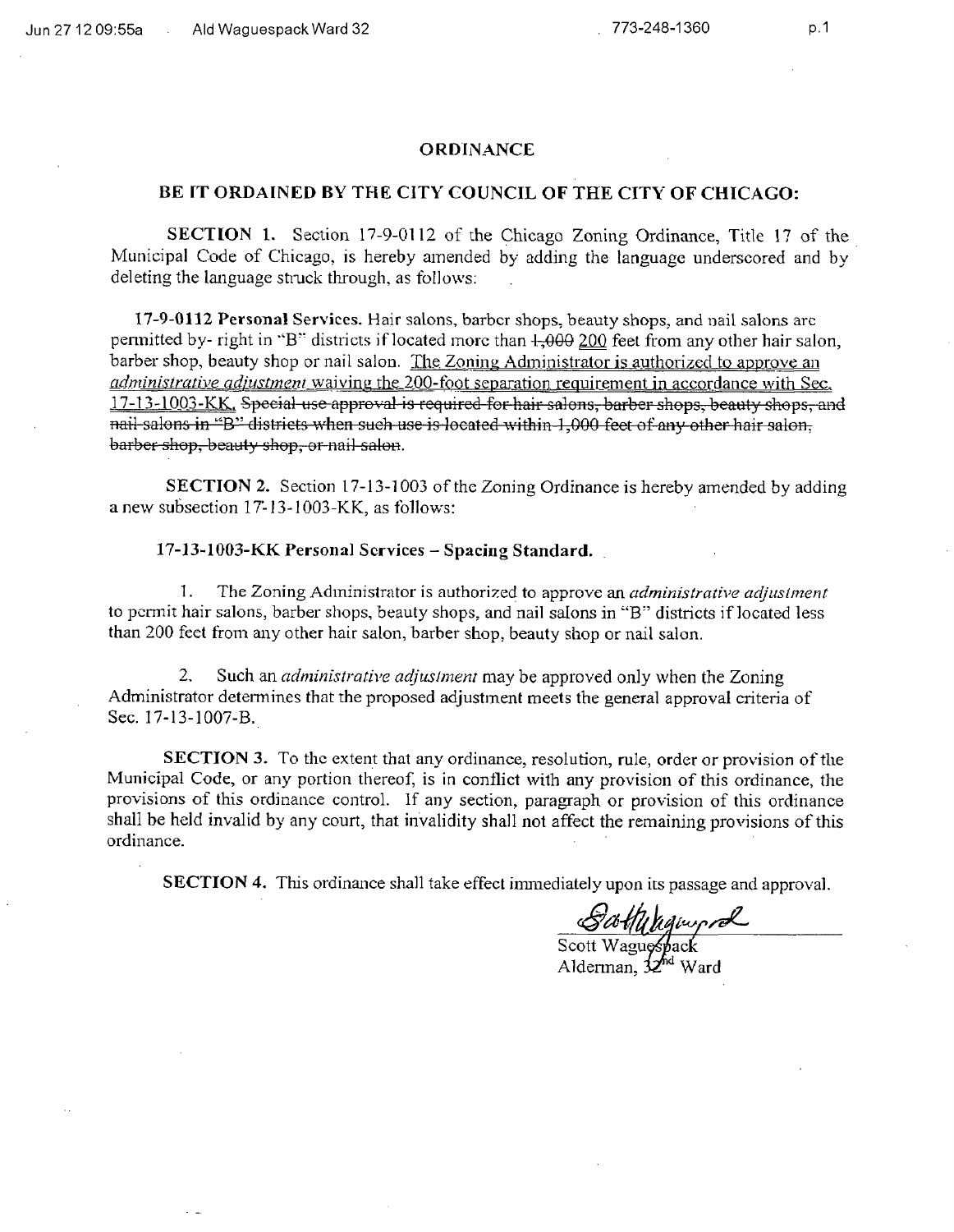## ORDINANCE

**BE IT ORDAINED BY THE CITY COUNCIL OF THE CITY OF CHICAGO:**

**SECTION 1.** Section 17-9-0112 of the Chicago Zoning Ordinance, Title 17 of the Municipal Code of Chicago, is hereby amended by adding the language underscored and by deleting the language struck through, as follows:

**17-9-0112 Personal Services.** Hair salons, barber shops, beauty shops, and nail salons are permitted by- right in "B" districts if located more than ~~1,000~~ <u>200</u> feet from any other hair salon, barber shop, beauty shop or nail salon. <u>The Zoning Administrator is authorized to approve an *administrative adjustment* waiving the 200-foot separation requirement in accordance with Sec. 17-13-1003-KK.</u> ~~Special use approval is required for hair salons, barber shops, beauty shops, and nail salons in "B" districts when such use is located within 1,000 feet of any other hair salon, barber shop, beauty shop, or nail salon.~~

**SECTION 2.** Section 17-13-1003 of the Zoning Ordinance is hereby amended by adding a new subsection 17-13-1003-KK, as follows:

**17-13-1003-KK Personal Services – Spacing Standard.**

1. The Zoning Administrator is authorized to approve an *administrative adjustment* to permit hair salons, barber shops, beauty shops, and nail salons in "B" districts if located less than 200 feet from any other hair salon, barber shop, beauty shop or nail salon.

2. Such an *administrative adjustment* may be approved only when the Zoning Administrator determines that the proposed adjustment meets the general approval criteria of Sec. 17-13-1007-B.

**SECTION 3.** To the extent that any ordinance, resolution, rule, order or provision of the Municipal Code, or any portion thereof, is in conflict with any provision of this ordinance, the provisions of this ordinance control. If any section, paragraph or provision of this ordinance shall be held invalid by any court, that invalidity shall not affect the remaining provisions of this ordinance.

**SECTION 4.** This ordinance shall take effect immediately upon its passage and approval.

Scott Waguespack
Alderman, 32nd Ward